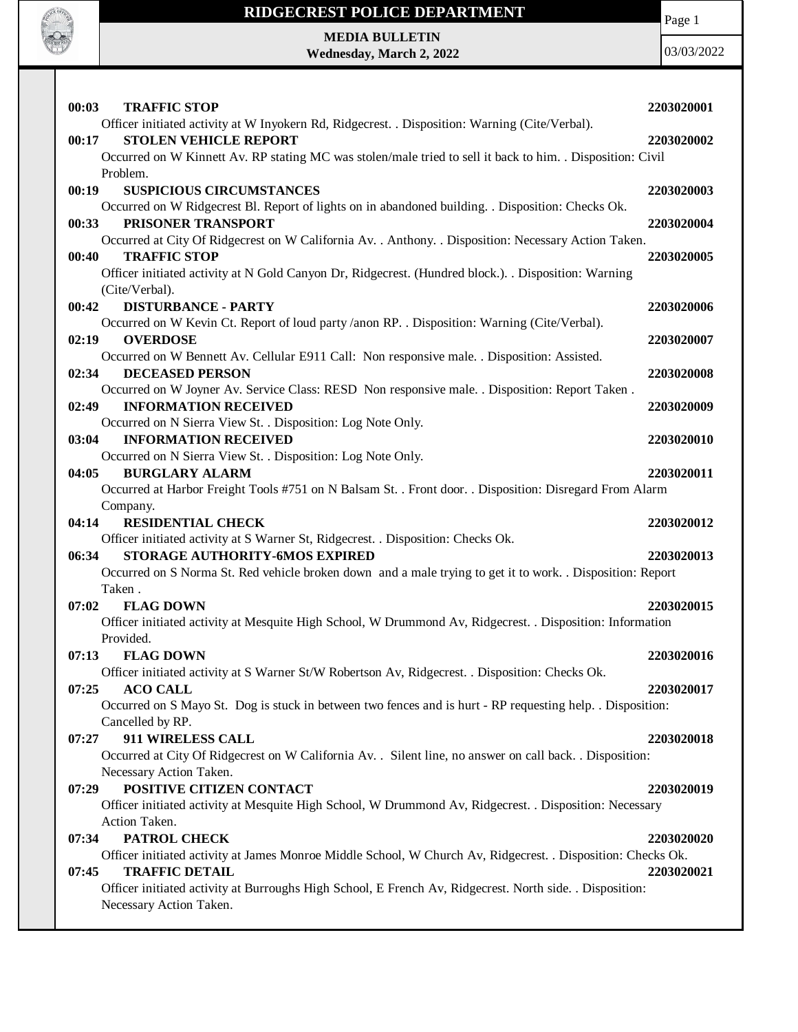# RIDGECREST POLICE DEPARTMENT

**MEDIA BULLETIN**
**Wednesday, March 2, 2022**

03/03/2022

**00:03 TRAFFIC STOP** **2203020001**
Officer initiated activity at W Inyokern Rd, Ridgecrest. . Disposition: Warning (Cite/Verbal).

**00:17 STOLEN VEHICLE REPORT** **2203020002**
Occurred on W Kinnett Av. RP stating MC was stolen/male tried to sell it back to him. . Disposition: Civil Problem.

**00:19 SUSPICIOUS CIRCUMSTANCES** **2203020003**
Occurred on W Ridgecrest Bl. Report of lights on in abandoned building. . Disposition: Checks Ok.

**00:33 PRISONER TRANSPORT** **2203020004**
Occurred at City Of Ridgecrest on W California Av. . Anthony. . Disposition: Necessary Action Taken.

**00:40 TRAFFIC STOP** **2203020005**
Officer initiated activity at N Gold Canyon Dr, Ridgecrest. (Hundred block.). . Disposition: Warning (Cite/Verbal).

**00:42 DISTURBANCE - PARTY** **2203020006**
Occurred on W Kevin Ct. Report of loud party /anon RP. . Disposition: Warning (Cite/Verbal).

**02:19 OVERDOSE** **2203020007**
Occurred on W Bennett Av. Cellular E911 Call: Non responsive male. . Disposition: Assisted.

**02:34 DECEASED PERSON** **2203020008**
Occurred on W Joyner Av. Service Class: RESD Non responsive male. . Disposition: Report Taken .

**02:49 INFORMATION RECEIVED** **2203020009**
Occurred on N Sierra View St. . Disposition: Log Note Only.

**03:04 INFORMATION RECEIVED** **2203020010**
Occurred on N Sierra View St. . Disposition: Log Note Only.

**04:05 BURGLARY ALARM** **2203020011**
Occurred at Harbor Freight Tools #751 on N Balsam St. . Front door. . Disposition: Disregard From Alarm Company.

**04:14 RESIDENTIAL CHECK** **2203020012**
Officer initiated activity at S Warner St, Ridgecrest. . Disposition: Checks Ok.

**06:34 STORAGE AUTHORITY-6MOS EXPIRED** **2203020013**
Occurred on S Norma St. Red vehicle broken down and a male trying to get it to work. . Disposition: Report Taken .

**07:02 FLAG DOWN** **2203020015**
Officer initiated activity at Mesquite High School, W Drummond Av, Ridgecrest. . Disposition: Information Provided.

**07:13 FLAG DOWN** **2203020016**
Officer initiated activity at S Warner St/W Robertson Av, Ridgecrest. . Disposition: Checks Ok.

**07:25 ACO CALL** **2203020017**
Occurred on S Mayo St. Dog is stuck in between two fences and is hurt - RP requesting help. . Disposition: Cancelled by RP.

**07:27 911 WIRELESS CALL** **2203020018**
Occurred at City Of Ridgecrest on W California Av. . Silent line, no answer on call back. . Disposition: Necessary Action Taken.

**07:29 POSITIVE CITIZEN CONTACT** **2203020019**
Officer initiated activity at Mesquite High School, W Drummond Av, Ridgecrest. . Disposition: Necessary Action Taken.

**07:34 PATROL CHECK** **2203020020**
Officer initiated activity at James Monroe Middle School, W Church Av, Ridgecrest. . Disposition: Checks Ok.

**07:45 TRAFFIC DETAIL** **2203020021**
Officer initiated activity at Burroughs High School, E French Av, Ridgecrest. North side. . Disposition: Necessary Action Taken.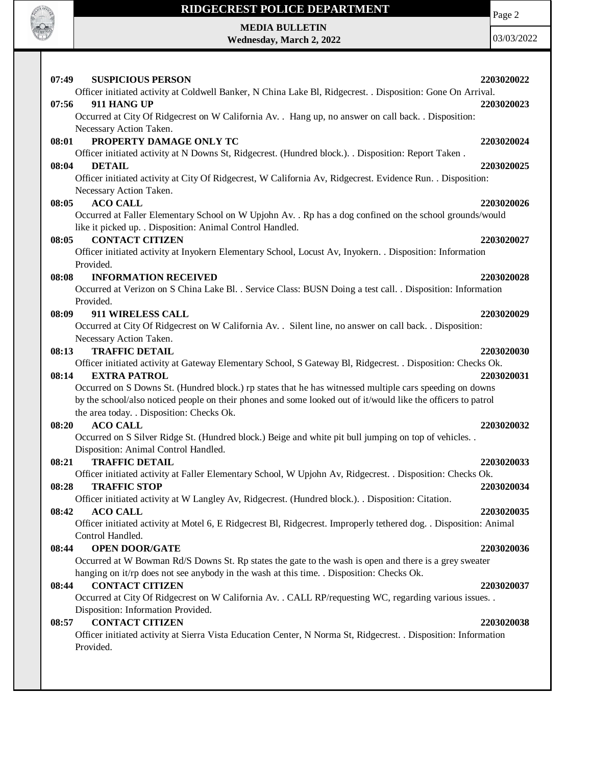**07:49 SUSPICIOUS PERSON** **2203020022**

Officer initiated activity at Coldwell Banker, N China Lake Bl, Ridgecrest. . Disposition: Gone On Arrival.

**07:56 911 HANG UP** **2203020023**

Occurred at City Of Ridgecrest on W California Av. . Hang up, no answer on call back. . Disposition: Necessary Action Taken.

**08:01 PROPERTY DAMAGE ONLY TC** **2203020024**

Officer initiated activity at N Downs St, Ridgecrest. (Hundred block.). . Disposition: Report Taken .

**08:04 DETAIL** **2203020025**

Officer initiated activity at City Of Ridgecrest, W California Av, Ridgecrest. Evidence Run. . Disposition: Necessary Action Taken.

**08:05 ACO CALL** **2203020026**

Occurred at Faller Elementary School on W Upjohn Av. . Rp has a dog confined on the school grounds/would like it picked up. . Disposition: Animal Control Handled.

**08:05 CONTACT CITIZEN** **2203020027**

Officer initiated activity at Inyokern Elementary School, Locust Av, Inyokern. . Disposition: Information Provided.

**08:08 INFORMATION RECEIVED** **2203020028**

Occurred at Verizon on S China Lake Bl. . Service Class: BUSN Doing a test call. . Disposition: Information Provided.

**08:09 911 WIRELESS CALL** **2203020029**

Occurred at City Of Ridgecrest on W California Av. . Silent line, no answer on call back. . Disposition: Necessary Action Taken.

**08:13 TRAFFIC DETAIL** **2203020030**

Officer initiated activity at Gateway Elementary School, S Gateway Bl, Ridgecrest. . Disposition: Checks Ok.

**08:14 EXTRA PATROL** **2203020031**

Occurred on S Downs St. (Hundred block.) rp states that he has witnessed multiple cars speeding on downs by the school/also noticed people on their phones and some looked out of it/would like the officers to patrol the area today. . Disposition: Checks Ok.

**08:20 ACO CALL** **2203020032**

Occurred on S Silver Ridge St. (Hundred block.) Beige and white pit bull jumping on top of vehicles. . Disposition: Animal Control Handled.

**08:21 TRAFFIC DETAIL** **2203020033**

Officer initiated activity at Faller Elementary School, W Upjohn Av, Ridgecrest. . Disposition: Checks Ok.

**08:28 TRAFFIC STOP** **2203020034**

Officer initiated activity at W Langley Av, Ridgecrest. (Hundred block.). . Disposition: Citation.

**08:42 ACO CALL** **2203020035**

Officer initiated activity at Motel 6, E Ridgecrest Bl, Ridgecrest. Improperly tethered dog. . Disposition: Animal Control Handled.

**08:44 OPEN DOOR/GATE** **2203020036**

Occurred at W Bowman Rd/S Downs St. Rp states the gate to the wash is open and there is a grey sweater hanging on it/rp does not see anybody in the wash at this time. . Disposition: Checks Ok.

**08:44 CONTACT CITIZEN** **2203020037**

Occurred at City Of Ridgecrest on W California Av. . CALL RP/requesting WC, regarding various issues. . Disposition: Information Provided.

**08:57 CONTACT CITIZEN** **2203020038**

Officer initiated activity at Sierra Vista Education Center, N Norma St, Ridgecrest. . Disposition: Information Provided.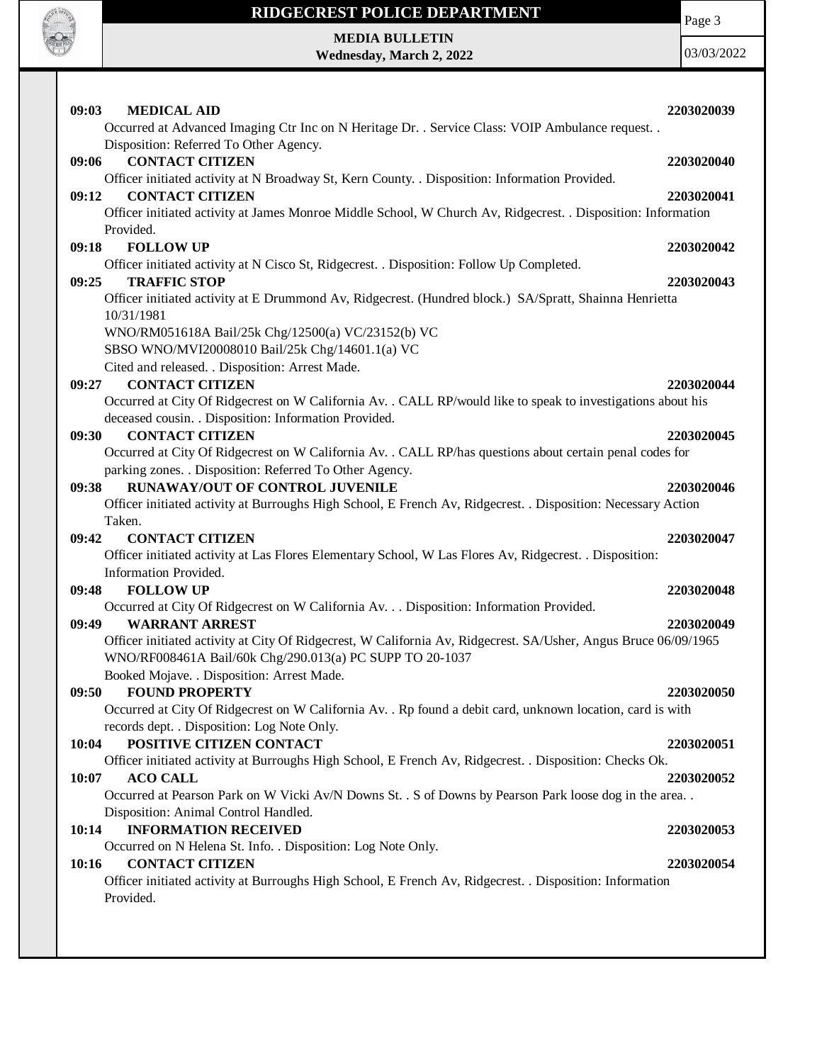**09:03 MEDICAL AID** **2203020039**

Occurred at Advanced Imaging Ctr Inc on N Heritage Dr. . Service Class: VOIP Ambulance request. . Disposition: Referred To Other Agency.

**09:06 CONTACT CITIZEN** **2203020040**

Officer initiated activity at N Broadway St, Kern County. . Disposition: Information Provided.

**09:12 CONTACT CITIZEN** **2203020041**

Officer initiated activity at James Monroe Middle School, W Church Av, Ridgecrest. . Disposition: Information Provided.

**09:18 FOLLOW UP** **2203020042**

Officer initiated activity at N Cisco St, Ridgecrest. . Disposition: Follow Up Completed.

**09:25 TRAFFIC STOP** **2203020043**

Officer initiated activity at E Drummond Av, Ridgecrest. (Hundred block.) SA/Spratt, Shainna Henrietta 10/31/1981
WNO/RM051618A Bail/25k Chg/12500(a) VC/23152(b) VC
SBSO WNO/MVI20008010 Bail/25k Chg/14601.1(a) VC
Cited and released. . Disposition: Arrest Made.

**09:27 CONTACT CITIZEN** **2203020044**

Occurred at City Of Ridgecrest on W California Av. . CALL RP/would like to speak to investigations about his deceased cousin. . Disposition: Information Provided.

**09:30 CONTACT CITIZEN** **2203020045**

Occurred at City Of Ridgecrest on W California Av. . CALL RP/has questions about certain penal codes for parking zones. . Disposition: Referred To Other Agency.

**09:38 RUNAWAY/OUT OF CONTROL JUVENILE** **2203020046**

Officer initiated activity at Burroughs High School, E French Av, Ridgecrest. . Disposition: Necessary Action Taken.

**09:42 CONTACT CITIZEN** **2203020047**

Officer initiated activity at Las Flores Elementary School, W Las Flores Av, Ridgecrest. . Disposition: Information Provided.

**09:48 FOLLOW UP** **2203020048**

Occurred at City Of Ridgecrest on W California Av. . . Disposition: Information Provided.

**09:49 WARRANT ARREST** **2203020049**

Officer initiated activity at City Of Ridgecrest, W California Av, Ridgecrest. SA/Usher, Angus Bruce 06/09/1965
WNO/RF008461A Bail/60k Chg/290.013(a) PC SUPP TO 20-1037
Booked Mojave. . Disposition: Arrest Made.

**09:50 FOUND PROPERTY** **2203020050**

Occurred at City Of Ridgecrest on W California Av. . Rp found a debit card, unknown location, card is with records dept. . Disposition: Log Note Only.

**10:04 POSITIVE CITIZEN CONTACT** **2203020051**

Officer initiated activity at Burroughs High School, E French Av, Ridgecrest. . Disposition: Checks Ok.

**10:07 ACO CALL** **2203020052**

Occurred at Pearson Park on W Vicki Av/N Downs St. . S of Downs by Pearson Park loose dog in the area. . Disposition: Animal Control Handled.

**10:14 INFORMATION RECEIVED** **2203020053**

Occurred on N Helena St. Info. . Disposition: Log Note Only.

**10:16 CONTACT CITIZEN** **2203020054**

Officer initiated activity at Burroughs High School, E French Av, Ridgecrest. . Disposition: Information Provided.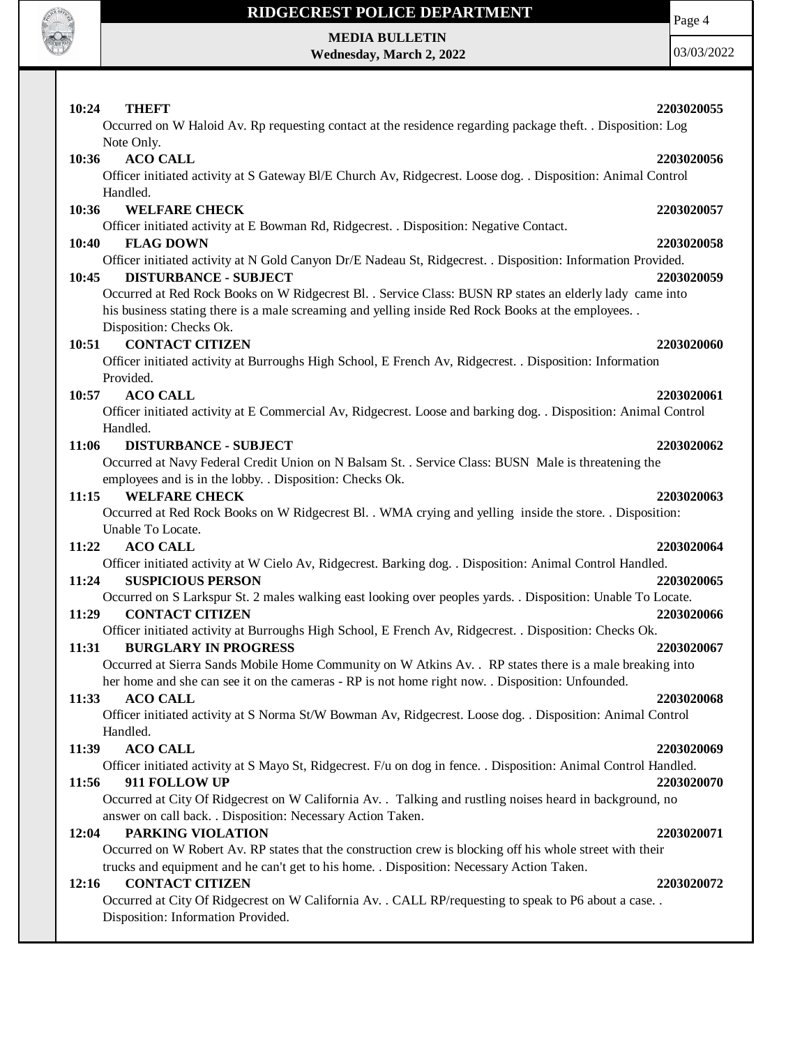**10:24 THEFT 2203020055**

Occurred on W Haloid Av. Rp requesting contact at the residence regarding package theft. . Disposition: Log Note Only.

**10:36 ACO CALL 2203020056**

Officer initiated activity at S Gateway Bl/E Church Av, Ridgecrest. Loose dog. . Disposition: Animal Control Handled.

**10:36 WELFARE CHECK 2203020057**

Officer initiated activity at E Bowman Rd, Ridgecrest. . Disposition: Negative Contact.

**10:40 FLAG DOWN 2203020058**

Officer initiated activity at N Gold Canyon Dr/E Nadeau St, Ridgecrest. . Disposition: Information Provided.

**10:45 DISTURBANCE - SUBJECT 2203020059**

Occurred at Red Rock Books on W Ridgecrest Bl. . Service Class: BUSN RP states an elderly lady came into his business stating there is a male screaming and yelling inside Red Rock Books at the employees. . Disposition: Checks Ok.

**10:51 CONTACT CITIZEN 2203020060**

Officer initiated activity at Burroughs High School, E French Av, Ridgecrest. . Disposition: Information Provided.

**10:57 ACO CALL 2203020061**

Officer initiated activity at E Commercial Av, Ridgecrest. Loose and barking dog. . Disposition: Animal Control Handled.

**11:06 DISTURBANCE - SUBJECT 2203020062**

Occurred at Navy Federal Credit Union on N Balsam St. . Service Class: BUSN Male is threatening the employees and is in the lobby. . Disposition: Checks Ok.

**11:15 WELFARE CHECK 2203020063**

Occurred at Red Rock Books on W Ridgecrest Bl. . WMA crying and yelling inside the store. . Disposition: Unable To Locate.

**11:22 ACO CALL 2203020064**

Officer initiated activity at W Cielo Av, Ridgecrest. Barking dog. . Disposition: Animal Control Handled.

**11:24 SUSPICIOUS PERSON 2203020065**

Occurred on S Larkspur St. 2 males walking east looking over peoples yards. . Disposition: Unable To Locate.

**11:29 CONTACT CITIZEN 2203020066**

Officer initiated activity at Burroughs High School, E French Av, Ridgecrest. . Disposition: Checks Ok.

**11:31 BURGLARY IN PROGRESS 2203020067**

Occurred at Sierra Sands Mobile Home Community on W Atkins Av. . RP states there is a male breaking into her home and she can see it on the cameras - RP is not home right now. . Disposition: Unfounded.

**11:33 ACO CALL 2203020068**

Officer initiated activity at S Norma St/W Bowman Av, Ridgecrest. Loose dog. . Disposition: Animal Control Handled.

**11:39 ACO CALL 2203020069**

Officer initiated activity at S Mayo St, Ridgecrest. F/u on dog in fence. . Disposition: Animal Control Handled.

**11:56 911 FOLLOW UP 2203020070**

Occurred at City Of Ridgecrest on W California Av. . Talking and rustling noises heard in background, no answer on call back. . Disposition: Necessary Action Taken.

**12:04 PARKING VIOLATION 2203020071**

Occurred on W Robert Av. RP states that the construction crew is blocking off his whole street with their trucks and equipment and he can't get to his home. . Disposition: Necessary Action Taken.

**12:16 CONTACT CITIZEN 2203020072**

Occurred at City Of Ridgecrest on W California Av. . CALL RP/requesting to speak to P6 about a case. . Disposition: Information Provided.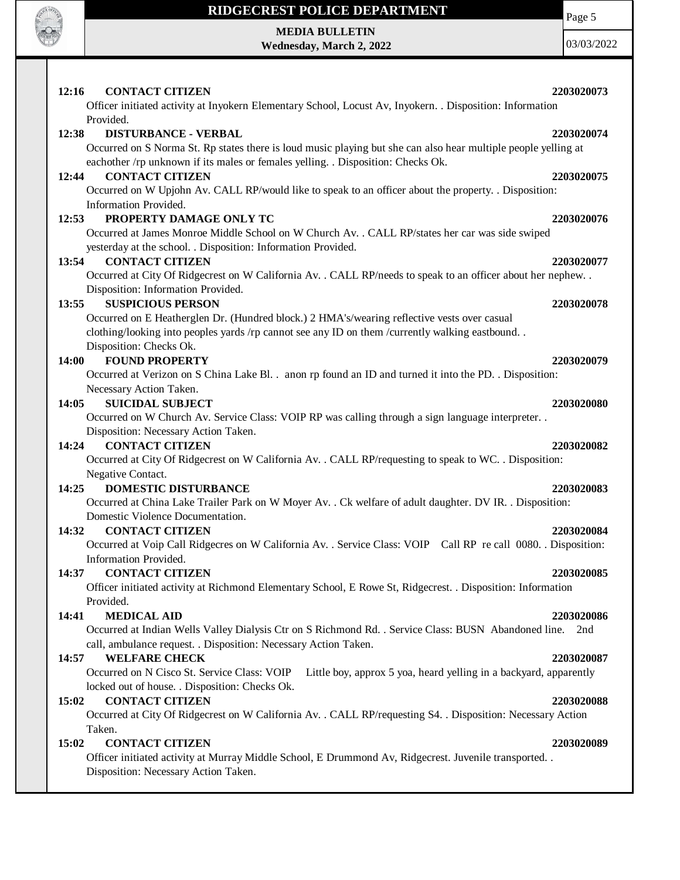**12:16 CONTACT CITIZEN 2203020073**

Officer initiated activity at Inyokern Elementary School, Locust Av, Inyokern. . Disposition: Information Provided.

**12:38 DISTURBANCE - VERBAL 2203020074**

Occurred on S Norma St. Rp states there is loud music playing but she can also hear multiple people yelling at eachother /rp unknown if its males or females yelling. . Disposition: Checks Ok.

**12:44 CONTACT CITIZEN 2203020075**

Occurred on W Upjohn Av. CALL RP/would like to speak to an officer about the property. . Disposition: Information Provided.

**12:53 PROPERTY DAMAGE ONLY TC 2203020076**

Occurred at James Monroe Middle School on W Church Av. . CALL RP/states her car was side swiped yesterday at the school. . Disposition: Information Provided.

**13:54 CONTACT CITIZEN 2203020077**

Occurred at City Of Ridgecrest on W California Av. . CALL RP/needs to speak to an officer about her nephew. . Disposition: Information Provided.

**13:55 SUSPICIOUS PERSON 2203020078**

Occurred on E Heatherglen Dr. (Hundred block.) 2 HMA's/wearing reflective vests over casual clothing/looking into peoples yards /rp cannot see any ID on them /currently walking eastbound. . Disposition: Checks Ok.

**14:00 FOUND PROPERTY 2203020079**

Occurred at Verizon on S China Lake Bl. . anon rp found an ID and turned it into the PD. . Disposition: Necessary Action Taken.

**14:05 SUICIDAL SUBJECT 2203020080**

Occurred on W Church Av. Service Class: VOIP RP was calling through a sign language interpreter. . Disposition: Necessary Action Taken.

**14:24 CONTACT CITIZEN 2203020082**

Occurred at City Of Ridgecrest on W California Av. . CALL RP/requesting to speak to WC. . Disposition: Negative Contact.

**14:25 DOMESTIC DISTURBANCE 2203020083**

Occurred at China Lake Trailer Park on W Moyer Av. . Ck welfare of adult daughter. DV IR. . Disposition: Domestic Violence Documentation.

**14:32 CONTACT CITIZEN 2203020084**

Occurred at Voip Call Ridgecres on W California Av. . Service Class: VOIP Call RP re call 0080. . Disposition: Information Provided.

**14:37 CONTACT CITIZEN 2203020085**

Officer initiated activity at Richmond Elementary School, E Rowe St, Ridgecrest. . Disposition: Information Provided.

**14:41 MEDICAL AID 2203020086**

Occurred at Indian Wells Valley Dialysis Ctr on S Richmond Rd. . Service Class: BUSN Abandoned line. 2nd call, ambulance request. . Disposition: Necessary Action Taken.

**14:57 WELFARE CHECK 2203020087**

Occurred on N Cisco St. Service Class: VOIP Little boy, approx 5 yoa, heard yelling in a backyard, apparently locked out of house. . Disposition: Checks Ok.

**15:02 CONTACT CITIZEN 2203020088**

Occurred at City Of Ridgecrest on W California Av. . CALL RP/requesting S4. . Disposition: Necessary Action Taken.

**15:02 CONTACT CITIZEN 2203020089**

Officer initiated activity at Murray Middle School, E Drummond Av, Ridgecrest. Juvenile transported. . Disposition: Necessary Action Taken.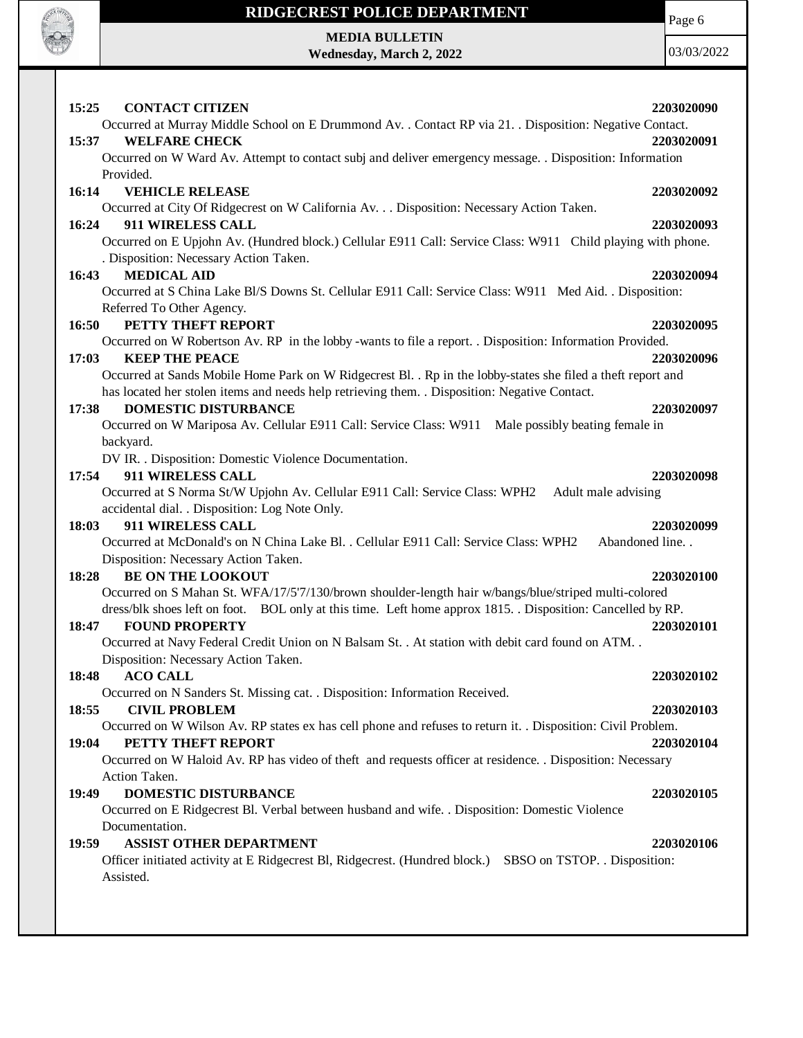**15:25 CONTACT CITIZEN** **2203020090**

Occurred at Murray Middle School on E Drummond Av. . Contact RP via 21. . Disposition: Negative Contact.

**15:37 WELFARE CHECK** **2203020091**

Occurred on W Ward Av. Attempt to contact subj and deliver emergency message. . Disposition: Information Provided.

**16:14 VEHICLE RELEASE** **2203020092**

Occurred at City Of Ridgecrest on W California Av. . . Disposition: Necessary Action Taken.

**16:24 911 WIRELESS CALL** **2203020093**

Occurred on E Upjohn Av. (Hundred block.) Cellular E911 Call: Service Class: W911 Child playing with phone. . Disposition: Necessary Action Taken.

**16:43 MEDICAL AID** **2203020094**

Occurred at S China Lake Bl/S Downs St. Cellular E911 Call: Service Class: W911 Med Aid. . Disposition: Referred To Other Agency.

**16:50 PETTY THEFT REPORT** **2203020095**

Occurred on W Robertson Av. RP in the lobby -wants to file a report. . Disposition: Information Provided.

**17:03 KEEP THE PEACE** **2203020096**

Occurred at Sands Mobile Home Park on W Ridgecrest Bl. . Rp in the lobby-states she filed a theft report and has located her stolen items and needs help retrieving them. . Disposition: Negative Contact.

**17:38 DOMESTIC DISTURBANCE** **2203020097**

Occurred on W Mariposa Av. Cellular E911 Call: Service Class: W911 Male possibly beating female in backyard.

DV IR. . Disposition: Domestic Violence Documentation.

**17:54 911 WIRELESS CALL** **2203020098**

Occurred at S Norma St/W Upjohn Av. Cellular E911 Call: Service Class: WPH2 Adult male advising accidental dial. . Disposition: Log Note Only.

**18:03 911 WIRELESS CALL** **2203020099**

Occurred at McDonald's on N China Lake Bl. . Cellular E911 Call: Service Class: WPH2 Abandoned line. . Disposition: Necessary Action Taken.

**18:28 BE ON THE LOOKOUT** **2203020100**

Occurred on S Mahan St. WFA/17/5'7/130/brown shoulder-length hair w/bangs/blue/striped multi-colored dress/blk shoes left on foot. BOL only at this time. Left home approx 1815. . Disposition: Cancelled by RP.

**18:47 FOUND PROPERTY** **2203020101**

Occurred at Navy Federal Credit Union on N Balsam St. . At station with debit card found on ATM. . Disposition: Necessary Action Taken.

**18:48 ACO CALL** **2203020102**

Occurred on N Sanders St. Missing cat. . Disposition: Information Received.

**18:55 CIVIL PROBLEM** **2203020103**

Occurred on W Wilson Av. RP states ex has cell phone and refuses to return it. . Disposition: Civil Problem.

**19:04 PETTY THEFT REPORT** **2203020104**

Occurred on W Haloid Av. RP has video of theft and requests officer at residence. . Disposition: Necessary Action Taken.

**19:49 DOMESTIC DISTURBANCE** **2203020105**

Occurred on E Ridgecrest Bl. Verbal between husband and wife. . Disposition: Domestic Violence Documentation.

**19:59 ASSIST OTHER DEPARTMENT** **2203020106**

Officer initiated activity at E Ridgecrest Bl, Ridgecrest. (Hundred block.) SBSO on TSTOP. . Disposition: Assisted.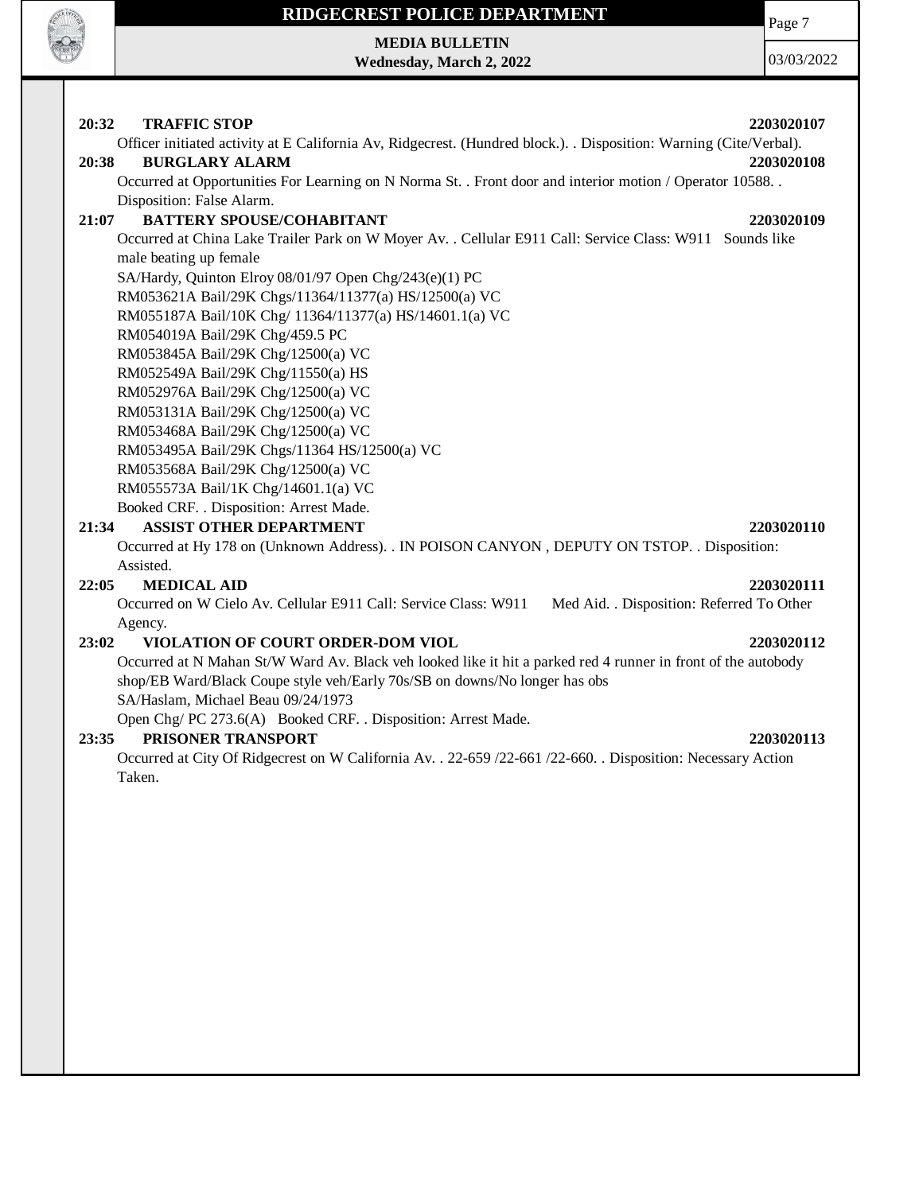**20:32 TRAFFIC STOP 2203020107**

Officer initiated activity at E California Av, Ridgecrest. (Hundred block.). . Disposition: Warning (Cite/Verbal).

**20:38 BURGLARY ALARM 2203020108**

Occurred at Opportunities For Learning on N Norma St. . Front door and interior motion / Operator 10588. . Disposition: False Alarm.

**21:07 BATTERY SPOUSE/COHABITANT 2203020109**

Occurred at China Lake Trailer Park on W Moyer Av. . Cellular E911 Call: Service Class: W911 Sounds like male beating up female
SA/Hardy, Quinton Elroy 08/01/97 Open Chg/243(e)(1) PC
RM053621A Bail/29K Chgs/11364/11377(a) HS/12500(a) VC
RM055187A Bail/10K Chg/ 11364/11377(a) HS/14601.1(a) VC
RM054019A Bail/29K Chg/459.5 PC
RM053845A Bail/29K Chg/12500(a) VC
RM052549A Bail/29K Chg/11550(a) HS
RM052976A Bail/29K Chg/12500(a) VC
RM053131A Bail/29K Chg/12500(a) VC
RM053468A Bail/29K Chg/12500(a) VC
RM053495A Bail/29K Chgs/11364 HS/12500(a) VC
RM053568A Bail/29K Chg/12500(a) VC
RM055573A Bail/1K Chg/14601.1(a) VC
Booked CRF. . Disposition: Arrest Made.

**21:34 ASSIST OTHER DEPARTMENT 2203020110**

Occurred at Hy 178 on (Unknown Address). . IN POISON CANYON , DEPUTY ON TSTOP. . Disposition: Assisted.

**22:05 MEDICAL AID 2203020111**

Occurred on W Cielo Av. Cellular E911 Call: Service Class: W911 Med Aid. . Disposition: Referred To Other Agency.

**23:02 VIOLATION OF COURT ORDER-DOM VIOL 2203020112**

Occurred at N Mahan St/W Ward Av. Black veh looked like it hit a parked red 4 runner in front of the autobody shop/EB Ward/Black Coupe style veh/Early 70s/SB on downs/No longer has obs
SA/Haslam, Michael Beau 09/24/1973
Open Chg/ PC 273.6(A) Booked CRF. . Disposition: Arrest Made.

**23:35 PRISONER TRANSPORT 2203020113**

Occurred at City Of Ridgecrest on W California Av. . 22-659 /22-661 /22-660. . Disposition: Necessary Action Taken.